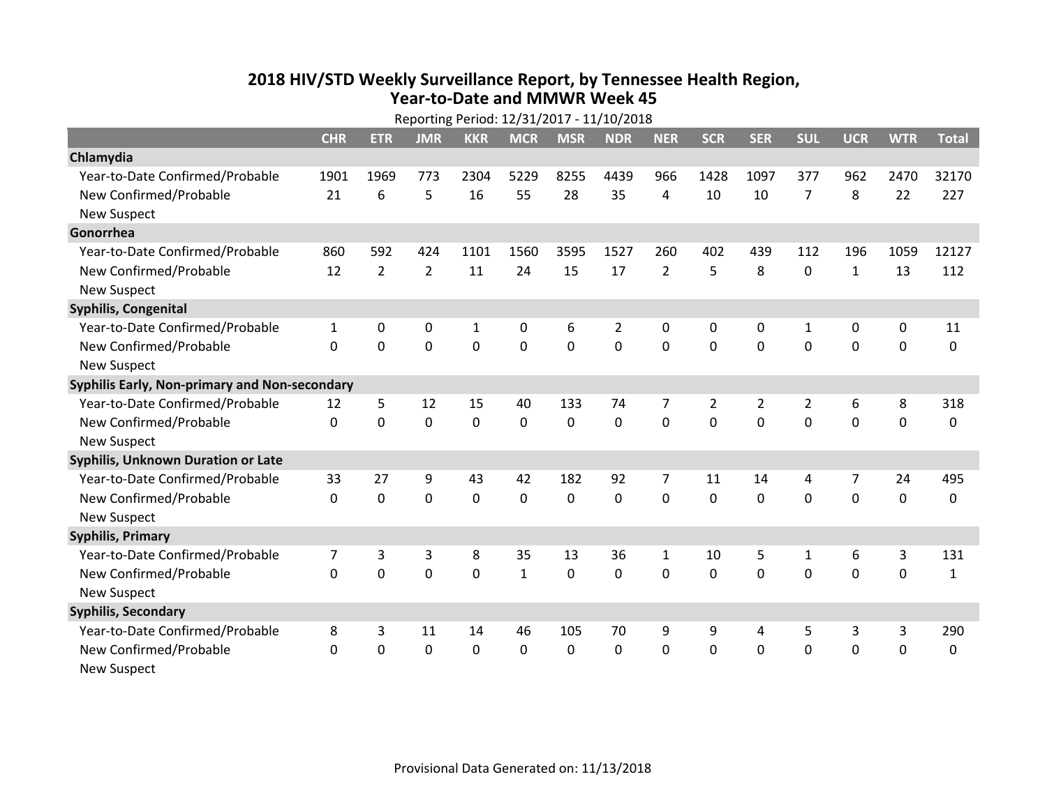# 2018 HIV/STD Weekly Surveillance Report, by Tennessee Health Region, Year-to-Date and MMWR Week 45

Reporting Period: 12/31/2017 - 11/10/2018

| | CHR | ETR | JMR | KKR | MCR | MSR | NDR | NER | SCR | SER | SUL | UCR | WTR | Total |
|---|---|---|---|---|---|---|---|---|---|---|---|---|---|---|
| **Chlamydia** | | | | | | | | | | | | | | |
| Year-to-Date Confirmed/Probable | 1901 | 1969 | 773 | 2304 | 5229 | 8255 | 4439 | 966 | 1428 | 1097 | 377 | 962 | 2470 | 32170 |
| New Confirmed/Probable | 21 | 6 | 5 | 16 | 55 | 28 | 35 | 4 | 10 | 10 | 7 | 8 | 22 | 227 |
| New Suspect | | | | | | | | | | | | | | |
| **Gonorrhea** | | | | | | | | | | | | | | |
| Year-to-Date Confirmed/Probable | 860 | 592 | 424 | 1101 | 1560 | 3595 | 1527 | 260 | 402 | 439 | 112 | 196 | 1059 | 12127 |
| New Confirmed/Probable | 12 | 2 | 2 | 11 | 24 | 15 | 17 | 2 | 5 | 8 | 0 | 1 | 13 | 112 |
| New Suspect | | | | | | | | | | | | | | |
| **Syphilis, Congenital** | | | | | | | | | | | | | | |
| Year-to-Date Confirmed/Probable | 1 | 0 | 0 | 1 | 0 | 6 | 2 | 0 | 0 | 0 | 1 | 0 | 0 | 11 |
| New Confirmed/Probable | 0 | 0 | 0 | 0 | 0 | 0 | 0 | 0 | 0 | 0 | 0 | 0 | 0 | 0 |
| New Suspect | | | | | | | | | | | | | | |
| **Syphilis Early, Non-primary and Non-secondary** | | | | | | | | | | | | | | |
| Year-to-Date Confirmed/Probable | 12 | 5 | 12 | 15 | 40 | 133 | 74 | 7 | 2 | 2 | 2 | 6 | 8 | 318 |
| New Confirmed/Probable | 0 | 0 | 0 | 0 | 0 | 0 | 0 | 0 | 0 | 0 | 0 | 0 | 0 | 0 |
| New Suspect | | | | | | | | | | | | | | |
| **Syphilis, Unknown Duration or Late** | | | | | | | | | | | | | | |
| Year-to-Date Confirmed/Probable | 33 | 27 | 9 | 43 | 42 | 182 | 92 | 7 | 11 | 14 | 4 | 7 | 24 | 495 |
| New Confirmed/Probable | 0 | 0 | 0 | 0 | 0 | 0 | 0 | 0 | 0 | 0 | 0 | 0 | 0 | 0 |
| New Suspect | | | | | | | | | | | | | | |
| **Syphilis, Primary** | | | | | | | | | | | | | | |
| Year-to-Date Confirmed/Probable | 7 | 3 | 3 | 8 | 35 | 13 | 36 | 1 | 10 | 5 | 1 | 6 | 3 | 131 |
| New Confirmed/Probable | 0 | 0 | 0 | 0 | 1 | 0 | 0 | 0 | 0 | 0 | 0 | 0 | 0 | 1 |
| New Suspect | | | | | | | | | | | | | | |
| **Syphilis, Secondary** | | | | | | | | | | | | | | |
| Year-to-Date Confirmed/Probable | 8 | 3 | 11 | 14 | 46 | 105 | 70 | 9 | 9 | 4 | 5 | 3 | 3 | 290 |
| New Confirmed/Probable | 0 | 0 | 0 | 0 | 0 | 0 | 0 | 0 | 0 | 0 | 0 | 0 | 0 | 0 |
| New Suspect | | | | | | | | | | | | | | |

Provisional Data Generated on: 11/13/2018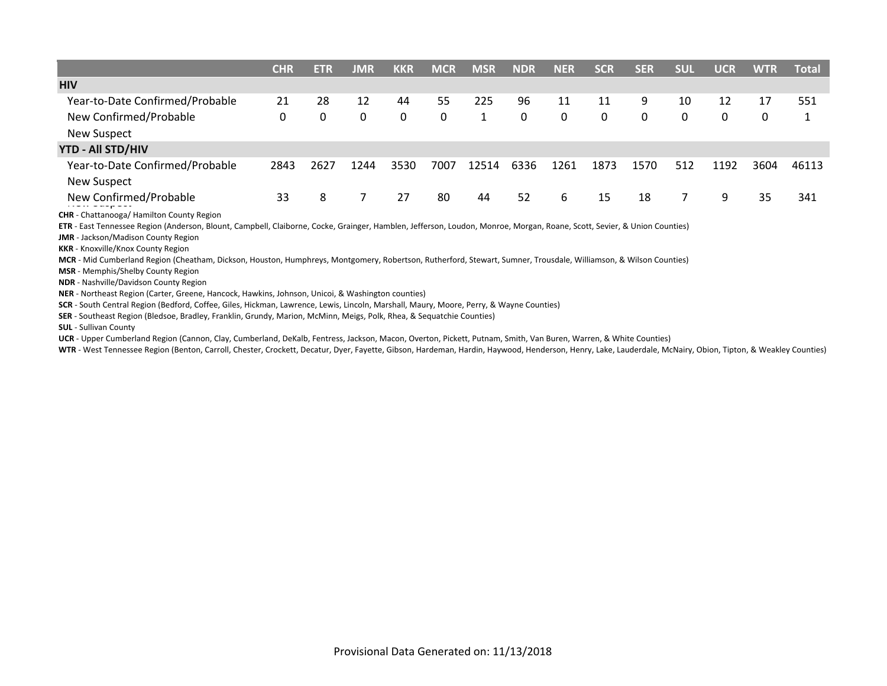| | CHR | ETR | JMR | KKR | MCR | MSR | NDR | NER | SCR | SER | SUL | UCR | WTR | Total |
|---|---|---|---|---|---|---|---|---|---|---|---|---|---|---|
| **HIV** | | | | | | | | | | | | | | |
| Year-to-Date Confirmed/Probable | 21 | 28 | 12 | 44 | 55 | 225 | 96 | 11 | 11 | 9 | 10 | 12 | 17 | 551 |
| New Confirmed/Probable | 0 | 0 | 0 | 0 | 0 | 1 | 0 | 0 | 0 | 0 | 0 | 0 | 0 | 1 |
| New Suspect | | | | | | | | | | | | | | |
| **YTD - All STD/HIV** | | | | | | | | | | | | | | |
| Year-to-Date Confirmed/Probable | 2843 | 2627 | 1244 | 3530 | 7007 | 12514 | 6336 | 1261 | 1873 | 1570 | 512 | 1192 | 3604 | 46113 |
| New Suspect | | | | | | | | | | | | | | |
| New Confirmed/Probable | 33 | 8 | 7 | 27 | 80 | 44 | 52 | 6 | 15 | 18 | 7 | 9 | 35 | 341 |

**CHR** - Chattanooga/ Hamilton County Region

**ETR** - East Tennessee Region (Anderson, Blount, Campbell, Claiborne, Cocke, Grainger, Hamblen, Jefferson, Loudon, Monroe, Morgan, Roane, Scott, Sevier, & Union Counties)

**JMR** - Jackson/Madison County Region

**KKR** - Knoxville/Knox County Region

**MCR** - Mid Cumberland Region (Cheatham, Dickson, Houston, Humphreys, Montgomery, Robertson, Rutherford, Stewart, Sumner, Trousdale, Williamson, & Wilson Counties)

**MSR** - Memphis/Shelby County Region

**NDR** - Nashville/Davidson County Region

**NER** - Northeast Region (Carter, Greene, Hancock, Hawkins, Johnson, Unicoi, & Washington counties)

**SCR** - South Central Region (Bedford, Coffee, Giles, Hickman, Lawrence, Lewis, Lincoln, Marshall, Maury, Moore, Perry, & Wayne Counties)

**SER** - Southeast Region (Bledsoe, Bradley, Franklin, Grundy, Marion, McMinn, Meigs, Polk, Rhea, & Sequatchie Counties)

**SUL** - Sullivan County

**UCR** - Upper Cumberland Region (Cannon, Clay, Cumberland, DeKalb, Fentress, Jackson, Macon, Overton, Pickett, Putnam, Smith, Van Buren, Warren, & White Counties)

**WTR** - West Tennessee Region (Benton, Carroll, Chester, Crockett, Decatur, Dyer, Fayette, Gibson, Hardeman, Hardin, Haywood, Henderson, Henry, Lake, Lauderdale, McNairy, Obion, Tipton, & Weakley Counties)

Provisional Data Generated on: 11/13/2018